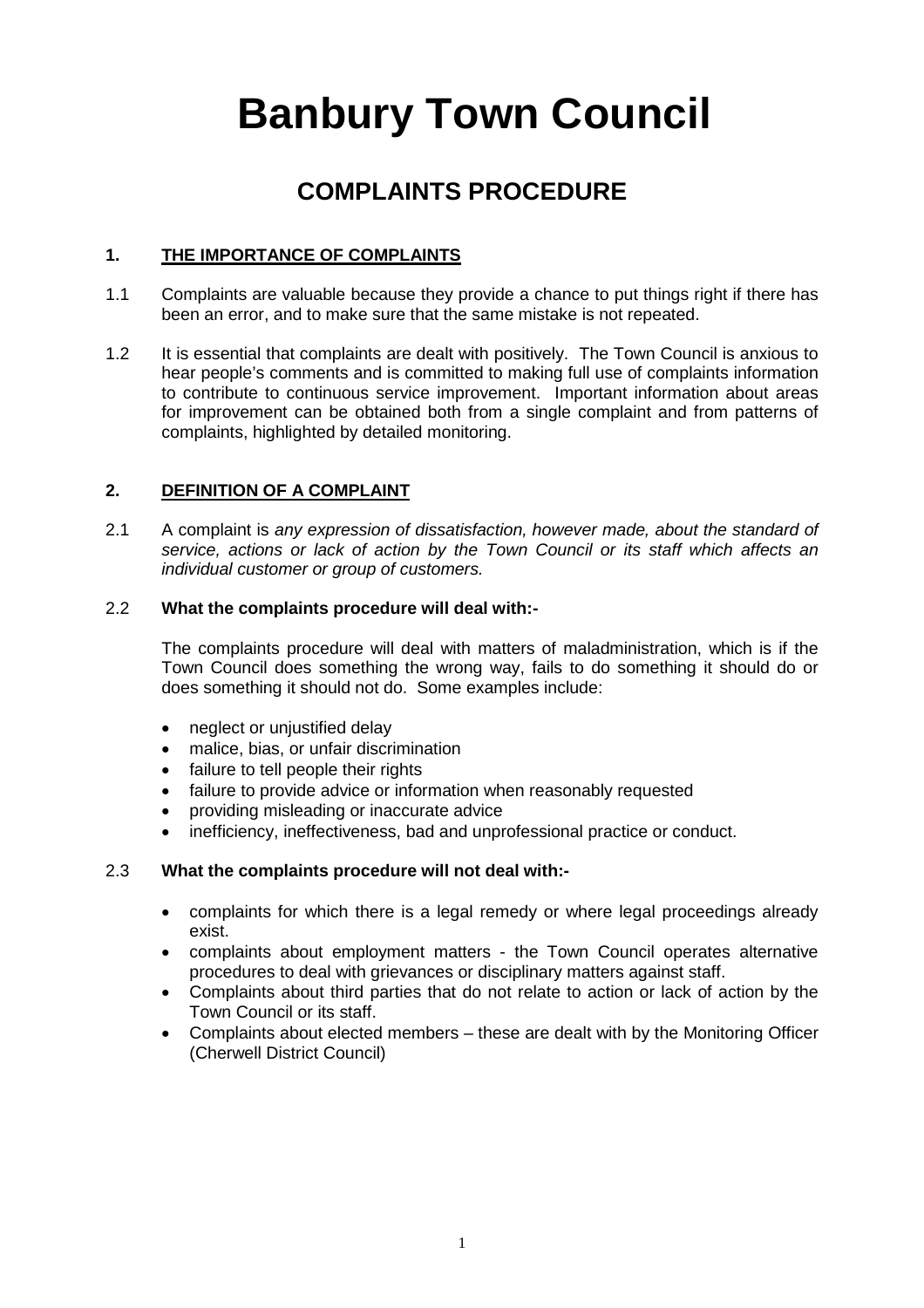# Banbury Town Council

## COMPLAINTS PROCEDURE

### 1. THE IMPORTANCE OF COMPLAINTS

1.1 Complaints are valuable because they provide a chance to put things right if there has been an error, and to make sure that the same mistake is not repeated.

1.2 It is essential that complaints are dealt with positively. The Town Council is anxious to hear people's comments and is committed to making full use of complaints information to contribute to continuous service improvement. Important information about areas for improvement can be obtained both from a single complaint and from patterns of complaints, highlighted by detailed monitoring.

### 2. DEFINITION OF A COMPLAINT

2.1 A complaint is *any expression of dissatisfaction, however made, about the standard of service, actions or lack of action by the Town Council or its staff which affects an individual customer or group of customers.*

2.2 **What the complaints procedure will deal with:-**

The complaints procedure will deal with matters of maladministration, which is if the Town Council does something the wrong way, fails to do something it should do or does something it should not do. Some examples include:

- neglect or unjustified delay
- malice, bias, or unfair discrimination
- failure to tell people their rights
- failure to provide advice or information when reasonably requested
- providing misleading or inaccurate advice
- inefficiency, ineffectiveness, bad and unprofessional practice or conduct.

2.3 **What the complaints procedure will not deal with:-**

- complaints for which there is a legal remedy or where legal proceedings already exist.
- complaints about employment matters - the Town Council operates alternative procedures to deal with grievances or disciplinary matters against staff.
- Complaints about third parties that do not relate to action or lack of action by the Town Council or its staff.
- Complaints about elected members – these are dealt with by the Monitoring Officer (Cherwell District Council)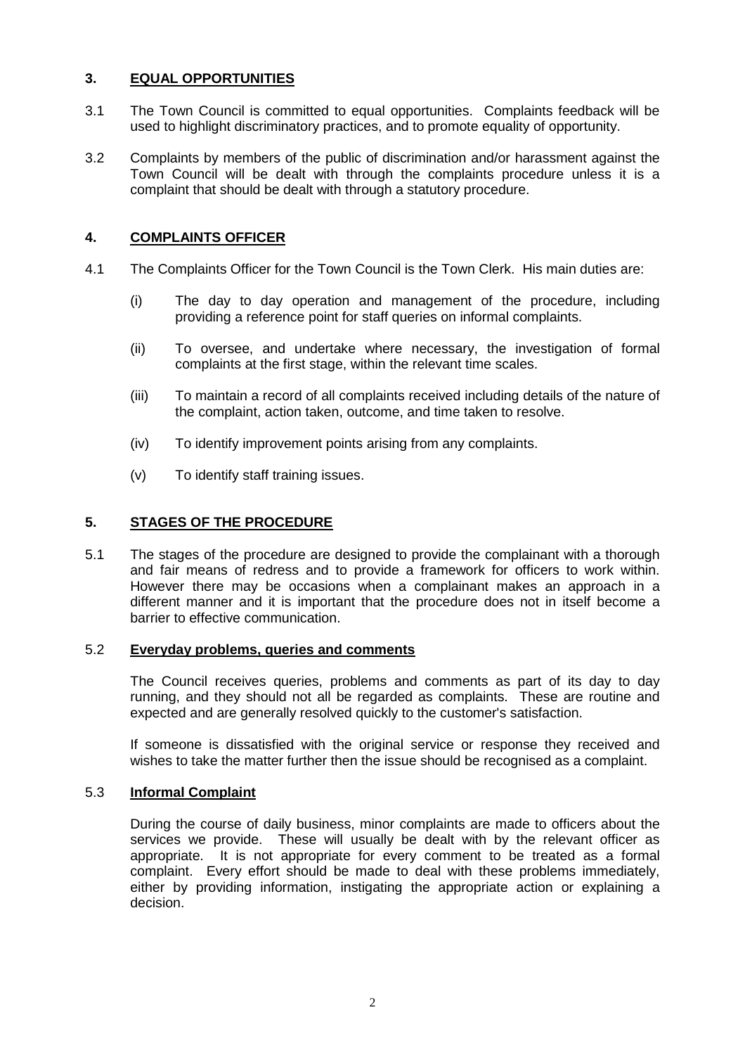## 3. EQUAL OPPORTUNITIES

3.1 The Town Council is committed to equal opportunities. Complaints feedback will be used to highlight discriminatory practices, and to promote equality of opportunity.

3.2 Complaints by members of the public of discrimination and/or harassment against the Town Council will be dealt with through the complaints procedure unless it is a complaint that should be dealt with through a statutory procedure.

## 4. COMPLAINTS OFFICER

4.1 The Complaints Officer for the Town Council is the Town Clerk. His main duties are:

(i) The day to day operation and management of the procedure, including providing a reference point for staff queries on informal complaints.

(ii) To oversee, and undertake where necessary, the investigation of formal complaints at the first stage, within the relevant time scales.

(iii) To maintain a record of all complaints received including details of the nature of the complaint, action taken, outcome, and time taken to resolve.

(iv) To identify improvement points arising from any complaints.

(v) To identify staff training issues.

## 5. STAGES OF THE PROCEDURE

5.1 The stages of the procedure are designed to provide the complainant with a thorough and fair means of redress and to provide a framework for officers to work within. However there may be occasions when a complainant makes an approach in a different manner and it is important that the procedure does not in itself become a barrier to effective communication.

### 5.2 Everyday problems, queries and comments

The Council receives queries, problems and comments as part of its day to day running, and they should not all be regarded as complaints. These are routine and expected and are generally resolved quickly to the customer's satisfaction.

If someone is dissatisfied with the original service or response they received and wishes to take the matter further then the issue should be recognised as a complaint.

### 5.3 Informal Complaint

During the course of daily business, minor complaints are made to officers about the services we provide. These will usually be dealt with by the relevant officer as appropriate. It is not appropriate for every comment to be treated as a formal complaint. Every effort should be made to deal with these problems immediately, either by providing information, instigating the appropriate action or explaining a decision.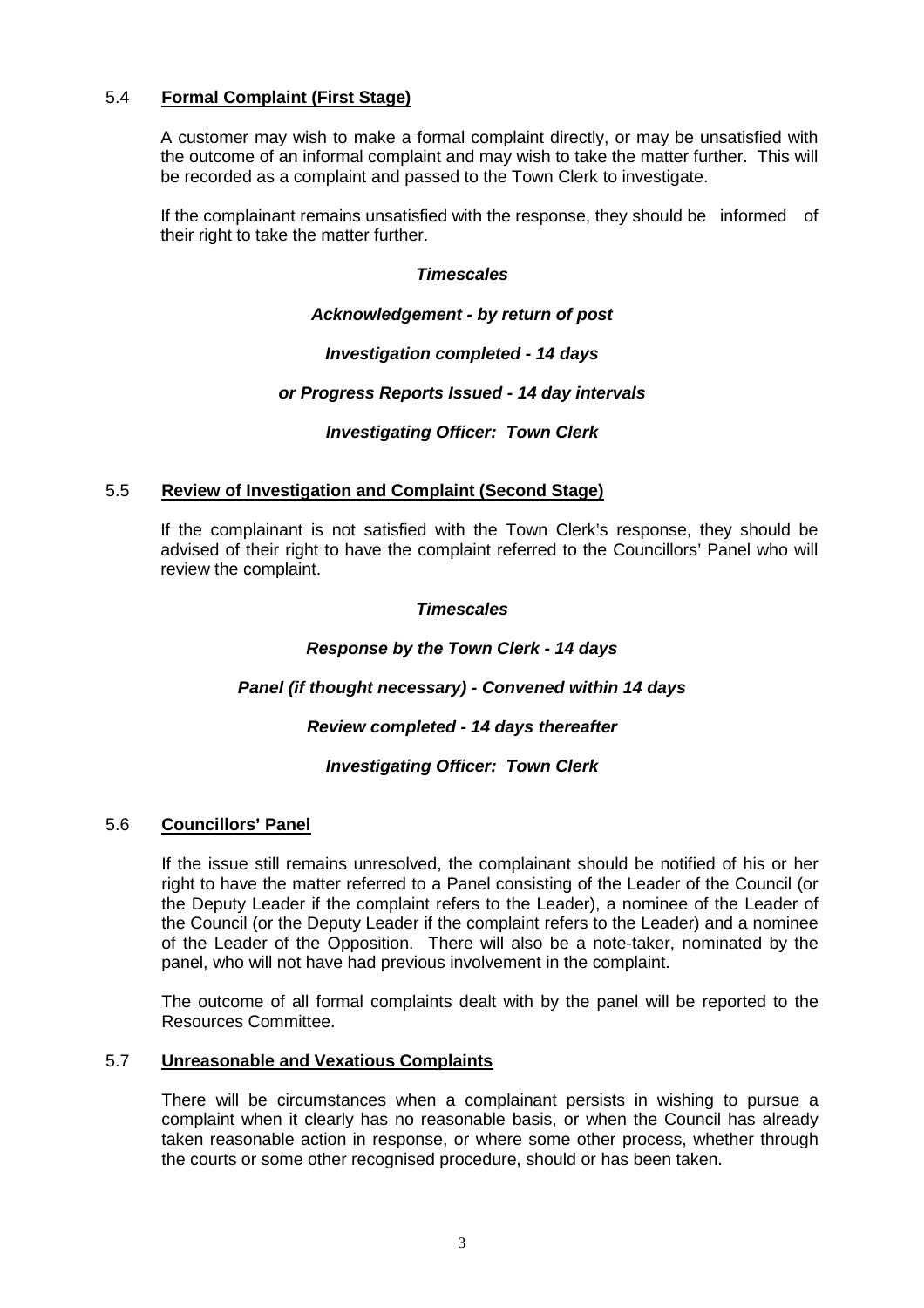### 5.4 **Formal Complaint (First Stage)**

A customer may wish to make a formal complaint directly, or may be unsatisfied with the outcome of an informal complaint and may wish to take the matter further. This will be recorded as a complaint and passed to the Town Clerk to investigate.

If the complainant remains unsatisfied with the response, they should be informed of their right to take the matter further.

***Timescales***

***Acknowledgement - by return of post***

***Investigation completed - 14 days***

***or Progress Reports Issued - 14 day intervals***

***Investigating Officer: Town Clerk***

### 5.5 **Review of Investigation and Complaint (Second Stage)**

If the complainant is not satisfied with the Town Clerk's response, they should be advised of their right to have the complaint referred to the Councillors' Panel who will review the complaint.

***Timescales***

***Response by the Town Clerk - 14 days***

***Panel (if thought necessary) - Convened within 14 days***

***Review completed - 14 days thereafter***

***Investigating Officer: Town Clerk***

### 5.6 **Councillors' Panel**

If the issue still remains unresolved, the complainant should be notified of his or her right to have the matter referred to a Panel consisting of the Leader of the Council (or the Deputy Leader if the complaint refers to the Leader), a nominee of the Leader of the Council (or the Deputy Leader if the complaint refers to the Leader) and a nominee of the Leader of the Opposition. There will also be a note-taker, nominated by the panel, who will not have had previous involvement in the complaint.

The outcome of all formal complaints dealt with by the panel will be reported to the Resources Committee.

### 5.7 **Unreasonable and Vexatious Complaints**

There will be circumstances when a complainant persists in wishing to pursue a complaint when it clearly has no reasonable basis, or when the Council has already taken reasonable action in response, or where some other process, whether through the courts or some other recognised procedure, should or has been taken.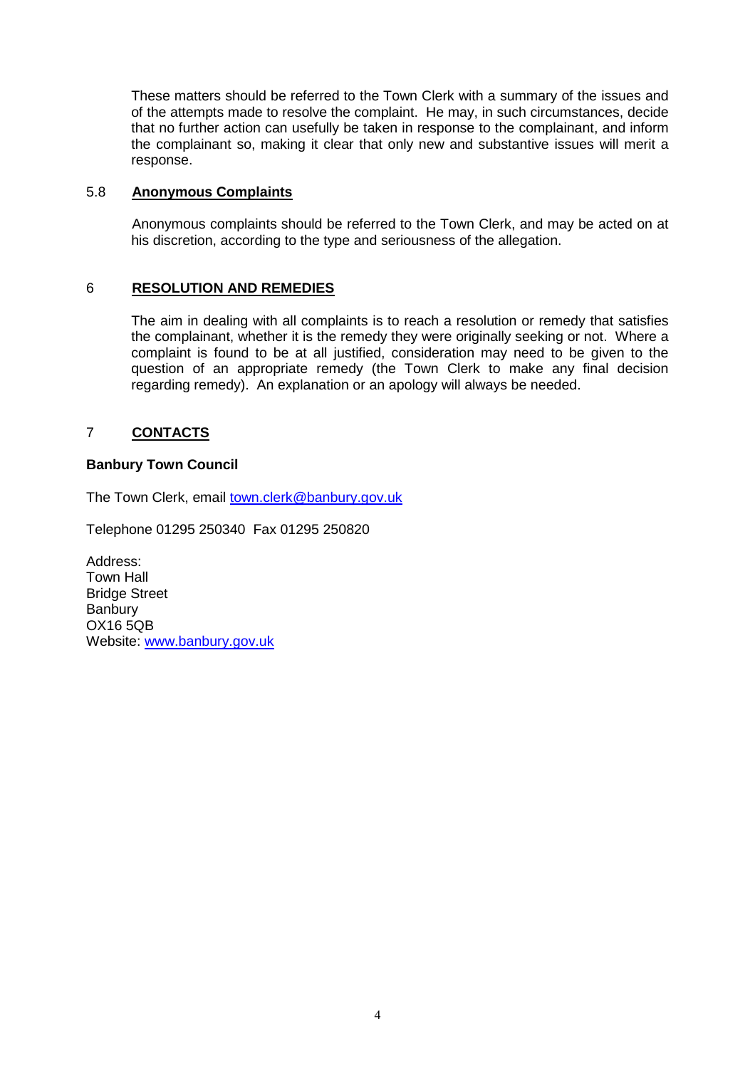These matters should be referred to the Town Clerk with a summary of the issues and of the attempts made to resolve the complaint. He may, in such circumstances, decide that no further action can usefully be taken in response to the complainant, and inform the complainant so, making it clear that only new and substantive issues will merit a response.

### 5.8 Anonymous Complaints

Anonymous complaints should be referred to the Town Clerk, and may be acted on at his discretion, according to the type and seriousness of the allegation.

## 6 RESOLUTION AND REMEDIES

The aim in dealing with all complaints is to reach a resolution or remedy that satisfies the complainant, whether it is the remedy they were originally seeking or not. Where a complaint is found to be at all justified, consideration may need to be given to the question of an appropriate remedy (the Town Clerk to make any final decision regarding remedy). An explanation or an apology will always be needed.

## 7 CONTACTS

**Banbury Town Council**

The Town Clerk, email [town.clerk@banbury.gov.uk](mailto:town.clerk@banbury.gov.uk)

Telephone 01295 250340 Fax 01295 250820

Address:
Town Hall
Bridge Street
Banbury
OX16 5QB
Website: [www.banbury.gov.uk](http://www.banbury.gov.uk)